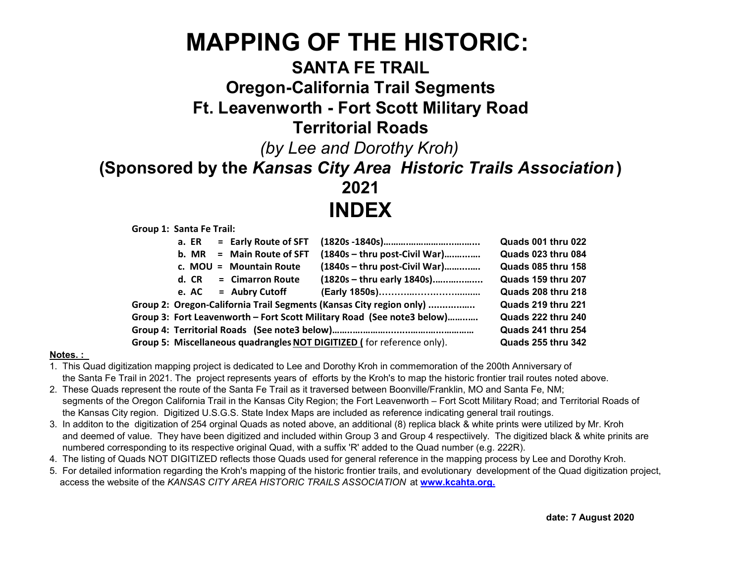# MAPPING OF THE HISTORIC:

## SANTA FE TRAIL

## Oregon-California Trail Segments

## Ft. Leavenworth - Fort Scott Military Road

## Territorial Roads

*(by Lee and Dorothy Kroh)*

**(Sponsored by the *Kansas City Area Historic Trails Association*)**

**2021**

# INDEX

**Group 1: Santa Fe Trail:**

- **a. ER = Early Route of SFT (1820s -1840s)……………………….……... Quads 001 thru 022**
- **b. MR = Main Route of SFT (1840s – thru post-Civil War)…….……. Quads 023 thru 084**
- **c. MOU = Mountain Route (1840s – thru post-Civil War)…….…... Quads 085 thru 158**
- **d. CR = Cimarron Route (1820s – thru early 1840s)……..…..….... Quads 159 thru 207**
- **e. AC = Aubry Cutoff (Early 1850s)………..……….…..….…… Quads 208 thru 218**

**Group 2: Oregon-California Trail Segments (Kansas City region only) ……………. Quads 219 thru 221**

**Group 3: Fort Leavenworth – Fort Scott Military Road (See note3 below)……….. Quads 222 thru 240**

**Group 4: Territorial Roads (See note3 below)…….……………...…….……..……… Quads 241 thru 254**

**Group 5: Miscellaneous quadrangles <u>NOT DIGITIZED (</u>** for reference only). **Quads 255 thru 342**

**<u>Notes. :</u>**

1. This Quad digitization mapping project is dedicated to Lee and Dorothy Kroh in commemoration of the 200th Anniversary of the Santa Fe Trail in 2021. The project represents years of efforts by the Kroh's to map the historic frontier trail routes noted above.
2. These Quads represent the route of the Santa Fe Trail as it traversed between Boonville/Franklin, MO and Santa Fe, NM; segments of the Oregon California Trail in the Kansas City Region; the Fort Leavenworth – Fort Scott Military Road; and Territorial Roads of the Kansas City region. Digitized U.S.G.S. State Index Maps are included as reference indicating general trail routings.
3. In additon to the digitization of 254 orginal Quads as noted above, an additional (8) replica black & white prints were utilized by Mr. Kroh and deemed of value. They have been digitized and included within Group 3 and Group 4 respectiively. The digitized black & white prinits are numbered corresponding to its respective original Quad, with a suffix 'R' added to the Quad number (e.g. 222R).
4. The listing of Quads NOT DIGITIZED reflects those Quads used for general reference in the mapping process by Lee and Dorothy Kroh.
5. For detailed information regarding the Kroh's mapping of the historic frontier trails, and evolutionary development of the Quad digitization project, access the website of the *KANSAS CITY AREA HISTORIC TRAILS ASSOCIATION* at **[www.kcahta.org.](www.kcahta.org.)**

**date: 7 August 2020**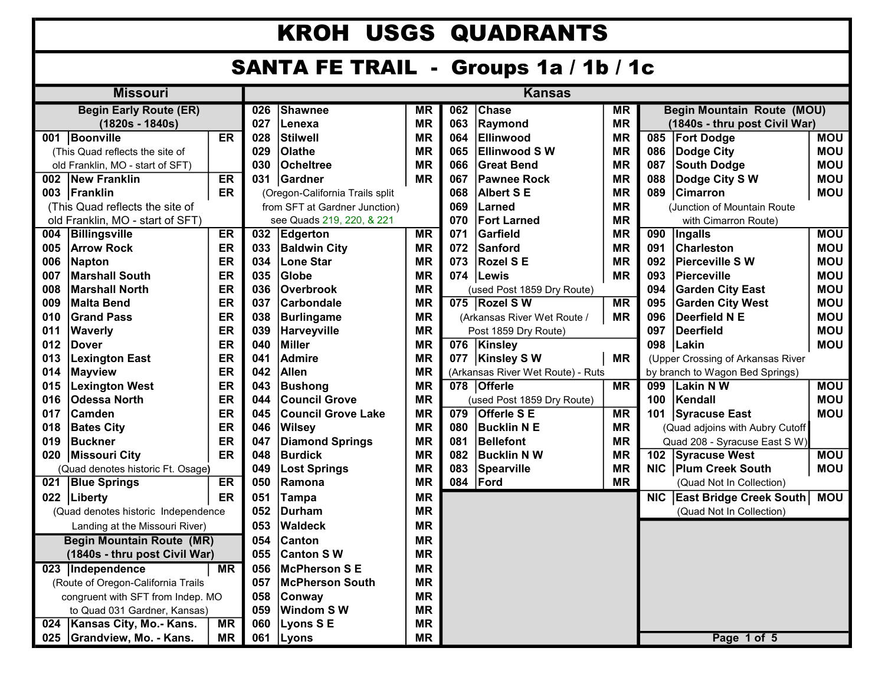# KROH USGS QUADRANTS

## SANTA FE TRAIL - Groups 1a / 1b / 1c

### Missouri

**Begin Early Route (ER) (1820s - 1840s)**

| No. | Quad | Route |
|---|---|---|
| 001 | **Boonville** | ER |
| | (This Quad reflects the site of old Franklin, MO - start of SFT) | |
| 002 | **New Franklin** | ER |
| 003 | **Franklin** | ER |
| | (This Quad reflects the site of old Franklin, MO - start of SFT) | |
| 004 | **Billingsville** | ER |
| 005 | **Arrow Rock** | ER |
| 006 | **Napton** | ER |
| 007 | **Marshall South** | ER |
| 008 | **Marshall North** | ER |
| 009 | **Malta Bend** | ER |
| 010 | **Grand Pass** | ER |
| 011 | **Waverly** | ER |
| 012 | **Dover** | ER |
| 013 | **Lexington East** | ER |
| 014 | **Mayview** | ER |
| 015 | **Lexington West** | ER |
| 016 | **Odessa North** | ER |
| 017 | **Camden** | ER |
| 018 | **Bates City** | ER |
| 019 | **Buckner** | ER |
| 020 | **Missouri City** | ER |
| | (Quad denotes historic Ft. Osage) | |
| 021 | **Blue Springs** | ER |
| 022 | **Liberty** | ER |
| | (Quad denotes historic Independence Landing at the Missouri River) | |

**Begin Mountain Route (MR) (1840s - thru post Civil War)**

| No. | Quad | Route |
|---|---|---|
| 023 | **Independence** | MR |
| | (Route of Oregon-California Trails congruent with SFT from Indep. MO to Quad 031 Gardner, Kansas) | |
| 024 | **Kansas City, Mo.- Kans.** | MR |
| 025 | **Grandview, Mo. - Kans.** | MR |

### Kansas

| No. | Quad | Route |
|---|---|---|
| 026 | **Shawnee** | MR |
| 027 | **Lenexa** | MR |
| 028 | **Stilwell** | MR |
| 029 | **Olathe** | MR |
| 030 | **Ocheltree** | MR |
| 031 | **Gardner** | MR |
| | (Oregon-California Trails split from SFT at Gardner Junction) see Quads 219, 220, & 221 | |
| 032 | **Edgerton** | MR |
| 033 | **Baldwin City** | MR |
| 034 | **Lone Star** | MR |
| 035 | **Globe** | MR |
| 036 | **Overbrook** | MR |
| 037 | **Carbondale** | MR |
| 038 | **Burlingame** | MR |
| 039 | **Harveyville** | MR |
| 040 | **Miller** | MR |
| 041 | **Admire** | MR |
| 042 | **Allen** | MR |
| 043 | **Bushong** | MR |
| 044 | **Council Grove** | MR |
| 045 | **Council Grove Lake** | MR |
| 046 | **Wilsey** | MR |
| 047 | **Diamond Springs** | MR |
| 048 | **Burdick** | MR |
| 049 | **Lost Springs** | MR |
| 050 | **Ramona** | MR |
| 051 | **Tampa** | MR |
| 052 | **Durham** | MR |
| 053 | **Waldeck** | MR |
| 054 | **Canton** | MR |
| 055 | **Canton S W** | MR |
| 056 | **McPherson S E** | MR |
| 057 | **McPherson South** | MR |
| 058 | **Conway** | MR |
| 059 | **Windom S W** | MR |
| 060 | **Lyons S E** | MR |
| 061 | **Lyons** | MR |
| 062 | **Chase** | MR |
| 063 | **Raymond** | MR |
| 064 | **Ellinwood** | MR |
| 065 | **Ellinwood S W** | MR |
| 066 | **Great Bend** | MR |
| 067 | **Pawnee Rock** | MR |
| 068 | **Albert S E** | MR |
| 069 | **Larned** | MR |
| 070 | **Fort Larned** | MR |
| 071 | **Garfield** | MR |
| 072 | **Sanford** | MR |
| 073 | **Rozel S E** | MR |
| 074 | **Lewis** | MR |
| | (used Post 1859 Dry Route) | |
| 075 | **Rozel S W** | MR |
| | (Arkansas River Wet Route / Post 1859 Dry Route) | MR |
| 076 | **Kinsley** | |
| 077 | **Kinsley S W** | MR |
| | (Arkansas River Wet Route) - Ruts | |
| 078 | **Offerle** | MR |
| | (used Post 1859 Dry Route) | |
| 079 | **Offerle S E** | MR |
| 080 | **Bucklin N E** | MR |
| 081 | **Bellefont** | MR |
| 082 | **Bucklin N W** | MR |
| 083 | **Spearville** | MR |
| 084 | **Ford** | MR |

**Begin Mountain Route (MOU) (1840s - thru post Civil War)**

| No. | Quad | Route |
|---|---|---|
| 085 | **Fort Dodge** | MOU |
| 086 | **Dodge City** | MOU |
| 087 | **South Dodge** | MOU |
| 088 | **Dodge City S W** | MOU |
| 089 | **Cimarron** | MOU |
| | (Junction of Mountain Route with Cimarron Route) | |
| 090 | **Ingalls** | MOU |
| 091 | **Charleston** | MOU |
| 092 | **Pierceville S W** | MOU |
| 093 | **Pierceville** | MOU |
| 094 | **Garden City East** | MOU |
| 095 | **Garden City West** | MOU |
| 096 | **Deerfield N E** | MOU |
| 097 | **Deerfield** | MOU |
| 098 | **Lakin** | MOU |
| | (Upper Crossing of Arkansas River by branch to Wagon Bed Springs) | |
| 099 | **Lakin N W** | MOU |
| 100 | **Kendall** | MOU |
| 101 | **Syracuse East** | MOU |
| | (Quad adjoins with Aubry Cutoff Quad 208 - Syracuse East S W) | |
| 102 | **Syracuse West** | MOU |
| NIC | **Plum Creek South** | MOU |
| | (Quad Not In Collection) | |
| NIC | **East Bridge Creek South** | MOU |
| | (Quad Not In Collection) | |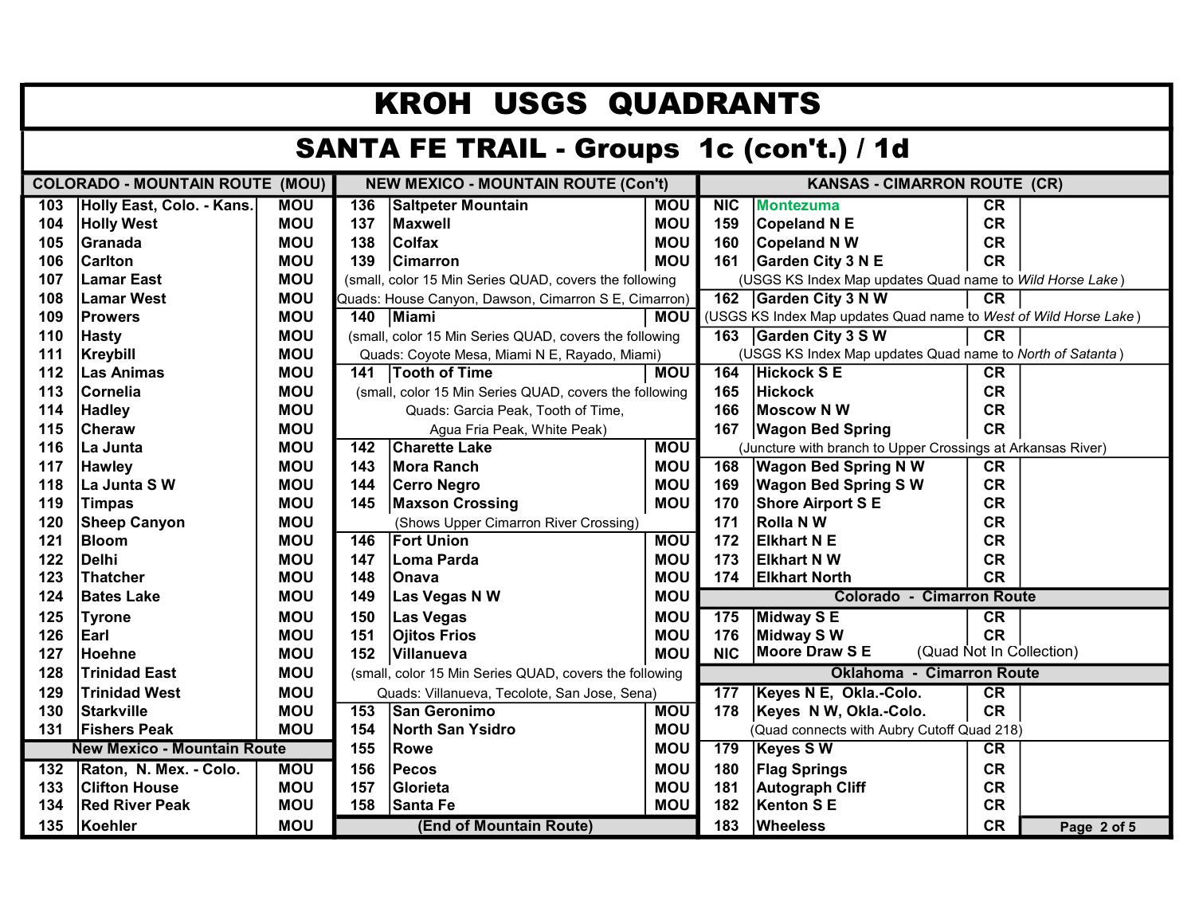# KROH USGS QUADRANTS

## SANTA FE TRAIL - Groups 1c (con't.) / 1d

### COLORADO - MOUNTAIN ROUTE (MOU)

| No. | Quad | Route |
|---|---|---|
| 103 | Holly East, Colo. - Kans. | MOU |
| 104 | Holly West | MOU |
| 105 | Granada | MOU |
| 106 | Carlton | MOU |
| 107 | Lamar East | MOU |
| 108 | Lamar West | MOU |
| 109 | Prowers | MOU |
| 110 | Hasty | MOU |
| 111 | Kreybill | MOU |
| 112 | Las Animas | MOU |
| 113 | Cornelia | MOU |
| 114 | Hadley | MOU |
| 115 | Cheraw | MOU |
| 116 | La Junta | MOU |
| 117 | Hawley | MOU |
| 118 | La Junta S W | MOU |
| 119 | Timpas | MOU |
| 120 | Sheep Canyon | MOU |
| 121 | Bloom | MOU |
| 122 | Delhi | MOU |
| 123 | Thatcher | MOU |
| 124 | Bates Lake | MOU |
| 125 | Tyrone | MOU |
| 126 | Earl | MOU |
| 127 | Hoehne | MOU |
| 128 | Trinidad East | MOU |
| 129 | Trinidad West | MOU |
| 130 | Starkville | MOU |
| 131 | Fishers Peak | MOU |

### New Mexico - Mountain Route

| No. | Quad | Route |
|---|---|---|
| 132 | Raton, N. Mex. - Colo. | MOU |
| 133 | Clifton House | MOU |
| 134 | Red River Peak | MOU |
| 135 | Koehler | MOU |

### NEW MEXICO - MOUNTAIN ROUTE (Con't)

| No. | Quad | Route |
|---|---|---|
| 136 | Saltpeter Mountain | MOU |
| 137 | Maxwell | MOU |
| 138 | Colfax | MOU |
| 139 | Cimarron | MOU |
| | (small, color 15 Min Series QUAD, covers the following Quads: House Canyon, Dawson, Cimarron S E, Cimarron) | |
| 140 | Miami | MOU |
| | (small, color 15 Min Series QUAD, covers the following Quads: Coyote Mesa, Miami N E, Rayado, Miami) | |
| 141 | Tooth of Time | MOU |
| | (small, color 15 Min Series QUAD, covers the following Quads: Garcia Peak, Tooth of Time, Agua Fria Peak, White Peak) | |
| 142 | Charette Lake | MOU |
| 143 | Mora Ranch | MOU |
| 144 | Cerro Negro | MOU |
| 145 | Maxson Crossing | MOU |
| | (Shows Upper Cimarron River Crossing) | |
| 146 | Fort Union | MOU |
| 147 | Loma Parda | MOU |
| 148 | Onava | MOU |
| 149 | Las Vegas N W | MOU |
| 150 | Las Vegas | MOU |
| 151 | Ojitos Frios | MOU |
| 152 | Villanueva | MOU |
| | (small, color 15 Min Series QUAD, covers the following Quads: Villanueva, Tecolote, San Jose, Sena) | |
| 153 | San Geronimo | MOU |
| 154 | North San Ysidro | MOU |
| 155 | Rowe | MOU |
| 156 | Pecos | MOU |
| 157 | Glorieta | MOU |
| 158 | Santa Fe | MOU |
| | (End of Mountain Route) | |

### KANSAS - CIMARRON ROUTE (CR)

| No. | Quad | Route |
|---|---|---|
| NIC | Montezuma | CR |
| 159 | Copeland N E | CR |
| 160 | Copeland N W | CR |
| 161 | Garden City 3 N E | CR |
| | (USGS KS Index Map updates Quad name to *Wild Horse Lake*) | |
| 162 | Garden City 3 N W | CR |
| | (USGS KS Index Map updates Quad name to *West of Wild Horse Lake*) | |
| 163 | Garden City 3 S W | CR |
| | (USGS KS Index Map updates Quad name to *North of Satanta*) | |
| 164 | Hickock S E | CR |
| 165 | Hickock | CR |
| 166 | Moscow N W | CR |
| 167 | Wagon Bed Spring | CR |
| | (Juncture with branch to Upper Crossings at Arkansas River) | |
| 168 | Wagon Bed Spring N W | CR |
| 169 | Wagon Bed Spring S W | CR |
| 170 | Shore Airport S E | CR |
| 171 | Rolla N W | CR |
| 172 | Elkhart N E | CR |
| 173 | Elkhart N W | CR |
| 174 | Elkhart North | CR |

### Colorado - Cimarron Route

| No. | Quad | Route |
|---|---|---|
| 175 | Midway S E | CR |
| 176 | Midway S W | CR |
| NIC | Moore Draw S E | (Quad Not In Collection) |

### Oklahoma - Cimarron Route

| No. | Quad | Route |
|---|---|---|
| 177 | Keyes N E, Okla.-Colo. | CR |
| 178 | Keyes N W, Okla.-Colo. | CR |
| | (Quad connects with Aubry Cutoff Quad 218) | |
| 179 | Keyes S W | CR |
| 180 | Flag Springs | CR |
| 181 | Autograph Cliff | CR |
| 182 | Kenton S E | CR |
| 183 | Wheeless | CR |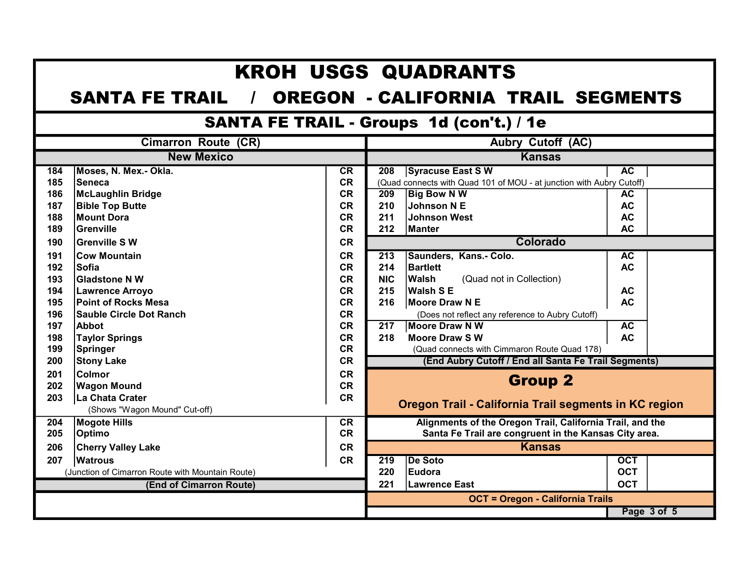# KROH USGS QUADRANTS

## SANTA FE TRAIL / OREGON - CALIFORNIA TRAIL SEGMENTS

## SANTA FE TRAIL - Groups 1d (con't.) / 1e

### Cimarron Route (CR)

**New Mexico**

| No. | Quad | Route |
|---|---|---|
| 184 | Moses, N. Mex.- Okla. | CR |
| 185 | Seneca | CR |
| 186 | McLaughlin Bridge | CR |
| 187 | Bible Top Butte | CR |
| 188 | Mount Dora | CR |
| 189 | Grenville | CR |
| 190 | Grenville S W | CR |
| 191 | Cow Mountain | CR |
| 192 | Sofia | CR |
| 193 | Gladstone N W | CR |
| 194 | Lawrence Arroyo | CR |
| 195 | Point of Rocks Mesa | CR |
| 196 | Sauble Circle Dot Ranch | CR |
| 197 | Abbot | CR |
| 198 | Taylor Springs | CR |
| 199 | Springer | CR |
| 200 | Stony Lake | CR |
| 201 | Colmor | CR |
| 202 | Wagon Mound | CR |
| 203 | La Chata Crater | CR |
| | (Shows "Wagon Mound" Cut-off) | |
| 204 | Mogote Hills | CR |
| 205 | Optimo | CR |
| 206 | Cherry Valley Lake | CR |
| 207 | Watrous | CR |
| | (Junction of Cimarron Route with Mountain Route) | |

**(End of Cimarron Route)**

### Aubry Cutoff (AC)

**Kansas**

| No. | Quad | Route |
|---|---|---|
| 208 | Syracuse East S W | AC |
| | (Quad connects with Quad 101 of MOU - at junction with Aubry Cutoff) | |
| 209 | Big Bow N W | AC |
| 210 | Johnson N E | AC |
| 211 | Johnson West | AC |
| 212 | Manter | AC |

**Colorado**

| No. | Quad | Route |
|---|---|---|
| 213 | Saunders, Kans.- Colo. | AC |
| 214 | Bartlett | AC |
| NIC | Walsh (Quad not in Collection) | |
| 215 | Walsh S E | AC |
| 216 | Moore Draw N E | AC |
| | (Does not reflect any reference to Aubry Cutoff) | |
| 217 | Moore Draw N W | AC |
| 218 | Moore Draw S W | AC |
| | (Quad connects with Cimmaron Route Quad 178) | |

**(End Aubry Cutoff / End all Santa Fe Trail Segments)**

## Group 2

### Oregon Trail - California Trail segments in KC region

**Alignments of the Oregon Trail, California Trail, and the Santa Fe Trail are congruent in the Kansas City area.**

**Kansas**

| No. | Quad | Route |
|---|---|---|
| 219 | De Soto | OCT |
| 220 | Eudora | OCT |
| 221 | Lawrence East | OCT |

**OCT = Oregon - California Trails**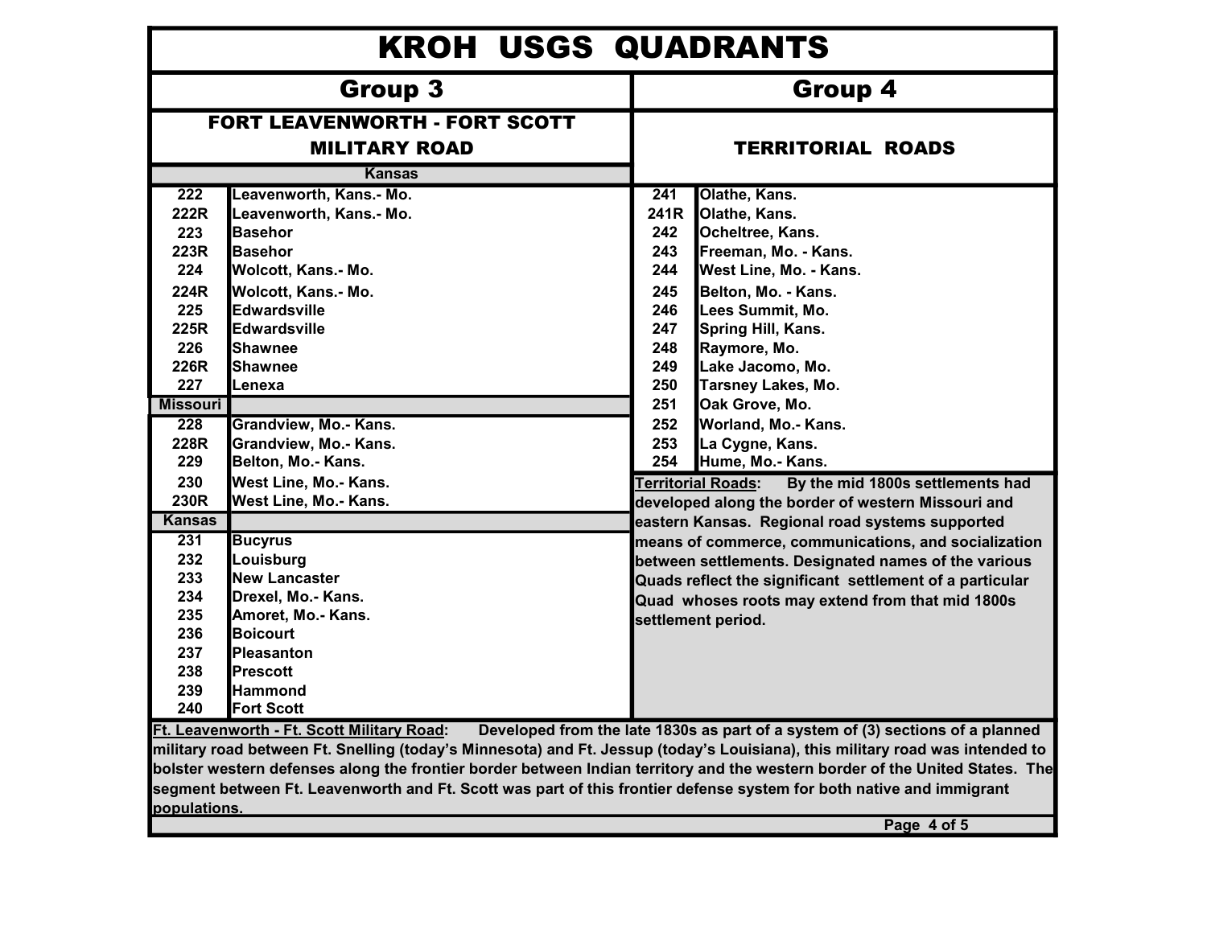# KROH USGS QUADRANTS

## Group 3

### FORT LEAVENWORTH - FORT SCOTT MILITARY ROAD

| No. | Quad |
|---|---|
| **Kansas** | |
| 222 | Leavenworth, Kans.- Mo. |
| 222R | Leavenworth, Kans.- Mo. |
| 223 | Basehor |
| 223R | Basehor |
| 224 | Wolcott, Kans.- Mo. |
| 224R | Wolcott, Kans.- Mo. |
| 225 | Edwardsville |
| 225R | Edwardsville |
| 226 | Shawnee |
| 226R | Shawnee |
| 227 | Lenexa |
| **Missouri** | |
| 228 | Grandview, Mo.- Kans. |
| 228R | Grandview, Mo.- Kans. |
| 229 | Belton, Mo.- Kans. |
| 230 | West Line, Mo.- Kans. |
| 230R | West Line, Mo.- Kans. |
| **Kansas** | |
| 231 | Bucyrus |
| 232 | Louisburg |
| 233 | New Lancaster |
| 234 | Drexel, Mo.- Kans. |
| 235 | Amoret, Mo.- Kans. |
| 236 | Boicourt |
| 237 | Pleasanton |
| 238 | Prescott |
| 239 | Hammond |
| 240 | Fort Scott |

## Group 4

### TERRITORIAL ROADS

| No. | Quad |
|---|---|
| 241 | Olathe, Kans. |
| 241R | Olathe, Kans. |
| 242 | Ocheltree, Kans. |
| 243 | Freeman, Mo. - Kans. |
| 244 | West Line, Mo. - Kans. |
| 245 | Belton, Mo. - Kans. |
| 246 | Lees Summit, Mo. |
| 247 | Spring Hill, Kans. |
| 248 | Raymore, Mo. |
| 249 | Lake Jacomo, Mo. |
| 250 | Tarsney Lakes, Mo. |
| 251 | Oak Grove, Mo. |
| 252 | Worland, Mo.- Kans. |
| 253 | La Cygne, Kans. |
| 254 | Hume, Mo.- Kans. |

**Territorial Roads:** By the mid 1800s settlements had developed along the border of western Missouri and eastern Kansas. Regional road systems supported means of commerce, communications, and socialization between settlements. Designated names of the various Quads reflect the significant settlement of a particular Quad whoses roots may extend from that mid 1800s settlement period.

**Ft. Leavenworth - Ft. Scott Military Road:** Developed from the late 1830s as part of a system of (3) sections of a planned military road between Ft. Snelling (today's Minnesota) and Ft. Jessup (today's Louisiana), this military road was intended to bolster western defenses along the frontier border between Indian territory and the western border of the United States. The segment between Ft. Leavenworth and Ft. Scott was part of this frontier defense system for both native and immigrant populations.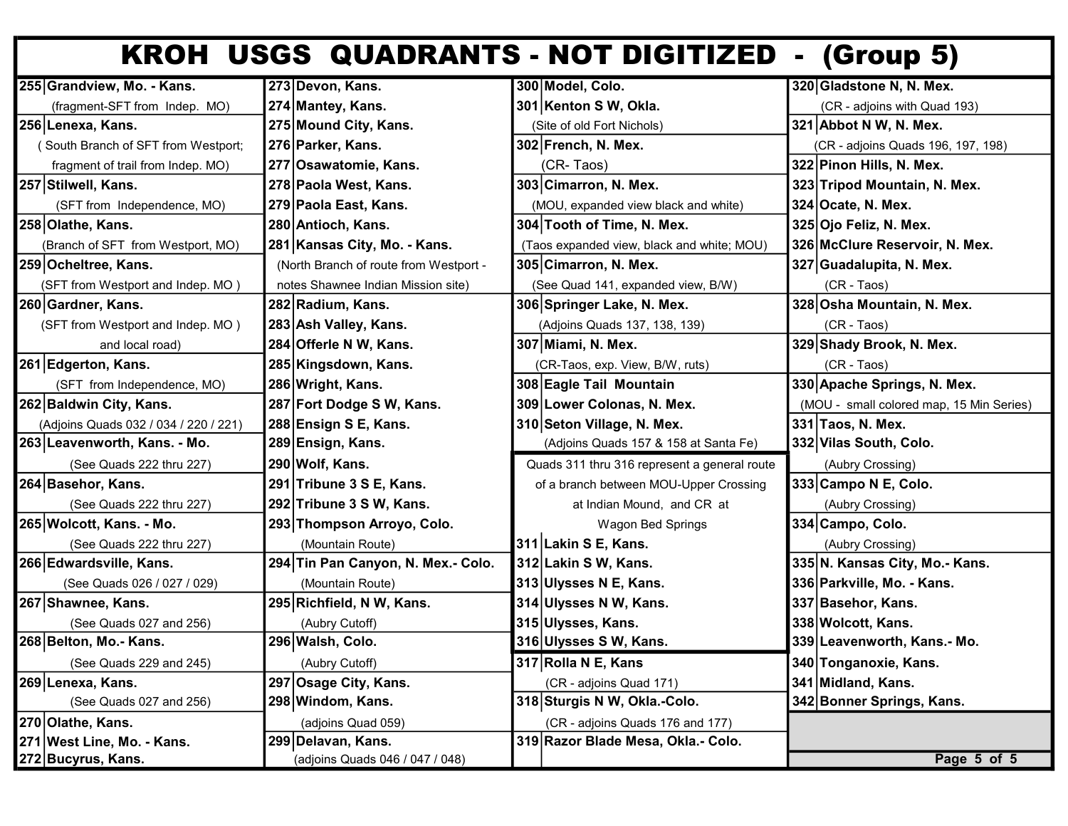# KROH USGS QUADRANTS - NOT DIGITIZED - (Group 5)

**255** **Grandview, Mo. - Kans.**
(fragment-SFT from Indep. MO)

**256** **Lenexa, Kans.**
( South Branch of SFT from Westport; fragment of trail from Indep. MO)

**257** **Stilwell, Kans.**
(SFT from Independence, MO)

**258** **Olathe, Kans.**
(Branch of SFT from Westport, MO)

**259** **Ocheltree, Kans.**
(SFT from Westport and Indep. MO )

**260** **Gardner, Kans.**
(SFT from Westport and Indep. MO ) and local road)

**261** **Edgerton, Kans.**
(SFT from Independence, MO)

**262** **Baldwin City, Kans.**
(Adjoins Quads 032 / 034 / 220 / 221)

**263** **Leavenworth, Kans. - Mo.**
(See Quads 222 thru 227)

**264** **Basehor, Kans.**
(See Quads 222 thru 227)

**265** **Wolcott, Kans. - Mo.**
(See Quads 222 thru 227)

**266** **Edwardsville, Kans.**
(See Quads 026 / 027 / 029)

**267** **Shawnee, Kans.**
(See Quads 027 and 256)

**268** **Belton, Mo.- Kans.**
(See Quads 229 and 245)

**269** **Lenexa, Kans.**
(See Quads 027 and 256)

**270** **Olathe, Kans.**

**271** **West Line, Mo. - Kans.**

**272** **Bucyrus, Kans.**

**273** **Devon, Kans.**

**274** **Mantey, Kans.**

**275** **Mound City, Kans.**

**276** **Parker, Kans.**

**277** **Osawatomie, Kans.**

**278** **Paola West, Kans.**

**279** **Paola East, Kans.**

**280** **Antioch, Kans.**

**281** **Kansas City, Mo. - Kans.**
(North Branch of route from Westport - notes Shawnee Indian Mission site)

**282** **Radium, Kans.**

**283** **Ash Valley, Kans.**

**284** **Offerle N W, Kans.**

**285** **Kingsdown, Kans.**

**286** **Wright, Kans.**

**287** **Fort Dodge S W, Kans.**

**288** **Ensign S E, Kans.**

**289** **Ensign, Kans.**

**290** **Wolf, Kans.**

**291** **Tribune 3 S E, Kans.**

**292** **Tribune 3 S W, Kans.**

**293** **Thompson Arroyo, Colo.**
(Mountain Route)

**294** **Tin Pan Canyon, N. Mex.- Colo.**
(Mountain Route)

**295** **Richfield, N W, Kans.**
(Aubry Cutoff)

**296** **Walsh, Colo.**
(Aubry Cutoff)

**297** **Osage City, Kans.**

**298** **Windom, Kans.**
(adjoins Quad 059)

**299** **Delavan, Kans.**
(adjoins Quads 046 / 047 / 048)

**300** **Model, Colo.**

**301** **Kenton S W, Okla.**
(Site of old Fort Nichols)

**302** **French, N. Mex.**
(CR- Taos)

**303** **Cimarron, N. Mex.**
(MOU, expanded view black and white)

**304** **Tooth of Time, N. Mex.**
(Taos expanded view, black and white; MOU)

**305** **Cimarron, N. Mex.**
(See Quad 141, expanded view, B/W)

**306** **Springer Lake, N. Mex.**
(Adjoins Quads 137, 138, 139)

**307** **Miami, N. Mex.**
(CR-Taos, exp. View, B/W, ruts)

**308** **Eagle Tail Mountain**

**309** **Lower Colonas, N. Mex.**

**310** **Seton Village, N. Mex.**
(Adjoins Quads 157 & 158 at Santa Fe)

Quads 311 thru 316 represent a general route of a branch between MOU-Upper Crossing at Indian Mound, and CR at Wagon Bed Springs

**311** **Lakin S E, Kans.**

**312** **Lakin S W, Kans.**

**313** **Ulysses N E, Kans.**

**314** **Ulysses N W, Kans.**

**315** **Ulysses, Kans.**

**316** **Ulysses S W, Kans.**

**317** **Rolla N E, Kans**
(CR - adjoins Quad 171)

**318** **Sturgis N W, Okla.-Colo.**
(CR - adjoins Quads 176 and 177)

**319** **Razor Blade Mesa, Okla.- Colo.**

**320** **Gladstone N, N. Mex.**
(CR - adjoins with Quad 193)

**321** **Abbot N W, N. Mex.**
(CR - adjoins Quads 196, 197, 198)

**322** **Pinon Hills, N. Mex.**

**323** **Tripod Mountain, N. Mex.**

**324** **Ocate, N. Mex.**

**325** **Ojo Feliz, N. Mex.**

**326** **McClure Reservoir, N. Mex.**

**327** **Guadalupita, N. Mex.**
(CR - Taos)

**328** **Osha Mountain, N. Mex.**
(CR - Taos)

**329** **Shady Brook, N. Mex.**
(CR - Taos)

**330** **Apache Springs, N. Mex.**
(MOU - small colored map, 15 Min Series)

**331** **Taos, N. Mex.**

**332** **Vilas South, Colo.**
(Aubry Crossing)

**333** **Campo N E, Colo.**
(Aubry Crossing)

**334** **Campo, Colo.**
(Aubry Crossing)

**335** **N. Kansas City, Mo.- Kans.**

**336** **Parkville, Mo. - Kans.**

**337** **Basehor, Kans.**

**338** **Wolcott, Kans.**

**339** **Leavenworth, Kans.- Mo.**

**340** **Tonganoxie, Kans.**

**341** **Midland, Kans.**

**342** **Bonner Springs, Kans.**